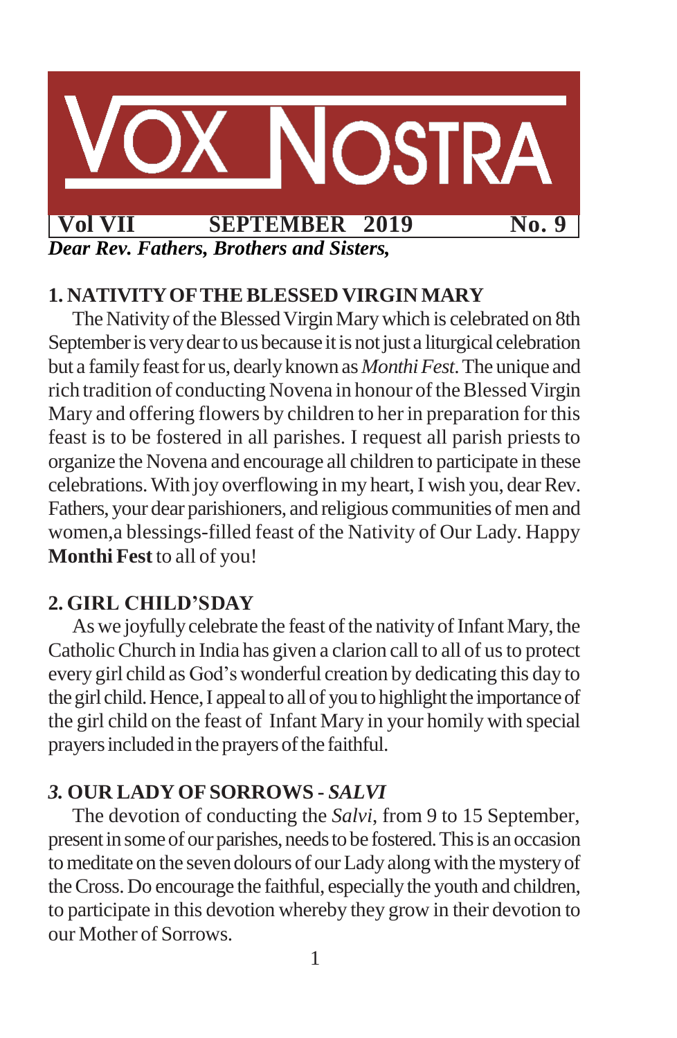# VOX NOSTRA

**Vol VII SEPTEMBER 2019 No. 9**

***Dear Rev. Fathers, Brothers and Sisters,***

## 1. NATIVITY OF THE BLESSED VIRGIN MARY

The Nativity of the Blessed Virgin Mary which is celebrated on 8th September is very dear to us because it is not just a liturgical celebration but a family feast for us, dearly known as *Monthi Fest*. The unique and rich tradition of conducting Novena in honour of the Blessed Virgin Mary and offering flowers by children to her in preparation for this feast is to be fostered in all parishes. I request all parish priests to organize the Novena and encourage all children to participate in these celebrations. With joy overflowing in my heart, I wish you, dear Rev. Fathers, your dear parishioners, and religious communities of men and women,a blessings-filled feast of the Nativity of Our Lady. Happy **Monthi Fest** to all of you!

## 2. GIRL CHILD'SDAY

As we joyfully celebrate the feast of the nativity of Infant Mary, the Catholic Church in India has given a clarion call to all of us to protect every girl child as God's wonderful creation by dedicating this day to the girl child. Hence, I appeal to all of you to highlight the importance of the girl child on the feast of Infant Mary in your homily with special prayers included in the prayers of the faithful.

## *3.* OUR LADY OF SORROWS - *SALVI*

The devotion of conducting the *Salvi*, from 9 to 15 September, present in some of our parishes, needs to be fostered. This is an occasion to meditate on the seven dolours of our Lady along with the mystery of the Cross. Do encourage the faithful, especially the youth and children, to participate in this devotion whereby they grow in their devotion to our Mother of Sorrows.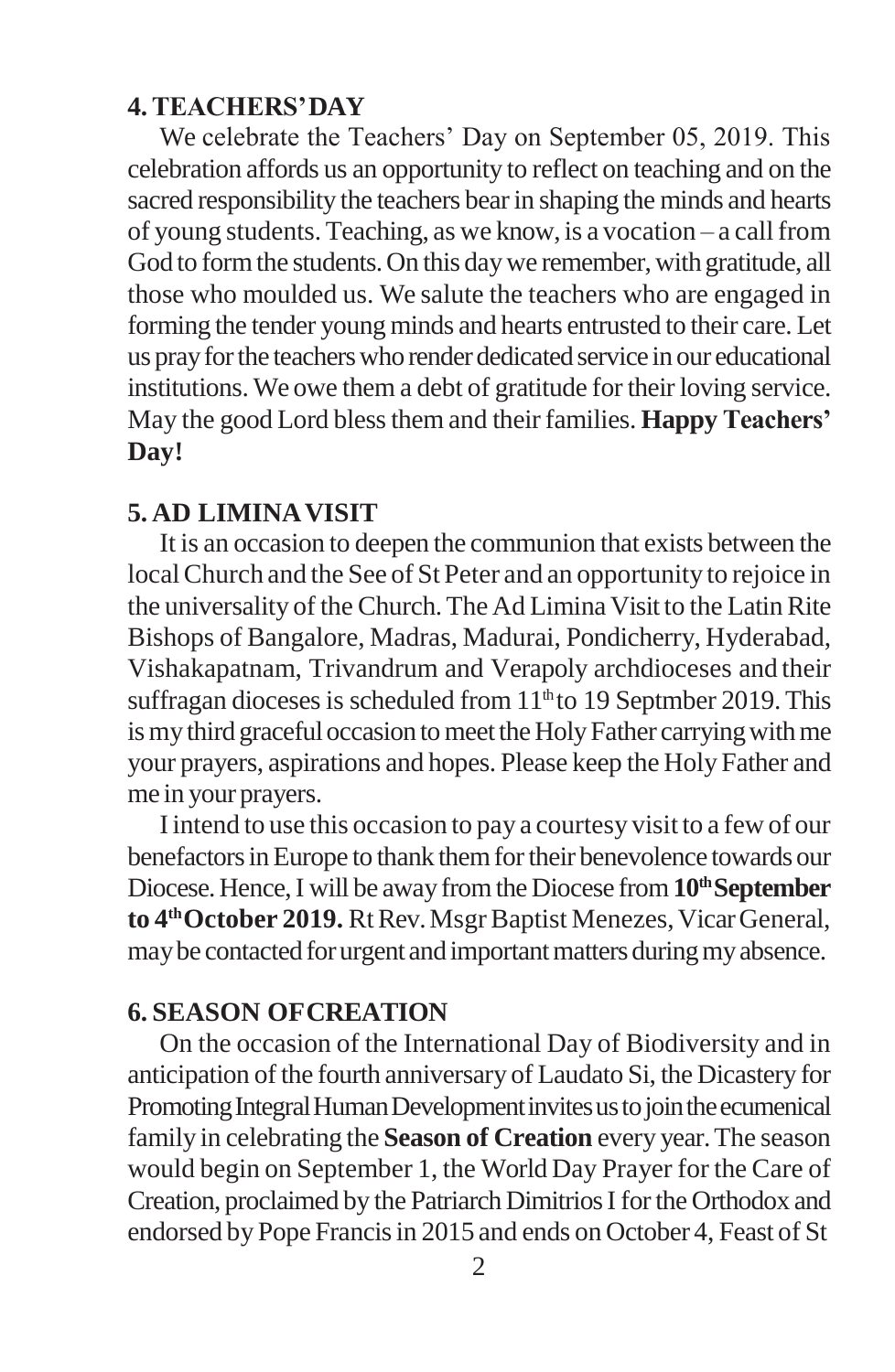## 4. TEACHERS' DAY

We celebrate the Teachers' Day on September 05, 2019. This celebration affords us an opportunity to reflect on teaching and on the sacred responsibility the teachers bear in shaping the minds and hearts of young students. Teaching, as we know, is a vocation – a call from God to form the students. On this day we remember, with gratitude, all those who moulded us. We salute the teachers who are engaged in forming the tender young minds and hearts entrusted to their care. Let us pray for the teachers who render dedicated service in our educational institutions. We owe them a debt of gratitude for their loving service. May the good Lord bless them and their families. **Happy Teachers' Day!**

## 5. AD LIMINA VISIT

It is an occasion to deepen the communion that exists between the local Church and the See of St Peter and an opportunity to rejoice in the universality of the Church. The Ad Limina Visit to the Latin Rite Bishops of Bangalore, Madras, Madurai, Pondicherry, Hyderabad, Vishakapatnam, Trivandrum and Verapoly archdioceses and their suffragan dioceses is scheduled from 11th to 19 Septmber 2019. This is my third graceful occasion to meet the Holy Father carrying with me your prayers, aspirations and hopes. Please keep the Holy Father and me in your prayers.

I intend to use this occasion to pay a courtesy visit to a few of our benefactors in Europe to thank them for their benevolence towards our Diocese. Hence, I will be away from the Diocese from **10th September to 4th October 2019.** Rt Rev. Msgr Baptist Menezes, Vicar General, may be contacted for urgent and important matters during my absence.

## 6. SEASON OF CREATION

On the occasion of the International Day of Biodiversity and in anticipation of the fourth anniversary of Laudato Si, the Dicastery for Promoting Integral Human Development invites us to join the ecumenical family in celebrating the **Season of Creation** every year. The season would begin on September 1, the World Day Prayer for the Care of Creation, proclaimed by the Patriarch Dimitrios I for the Orthodox and endorsed by Pope Francis in 2015 and ends on October 4, Feast of St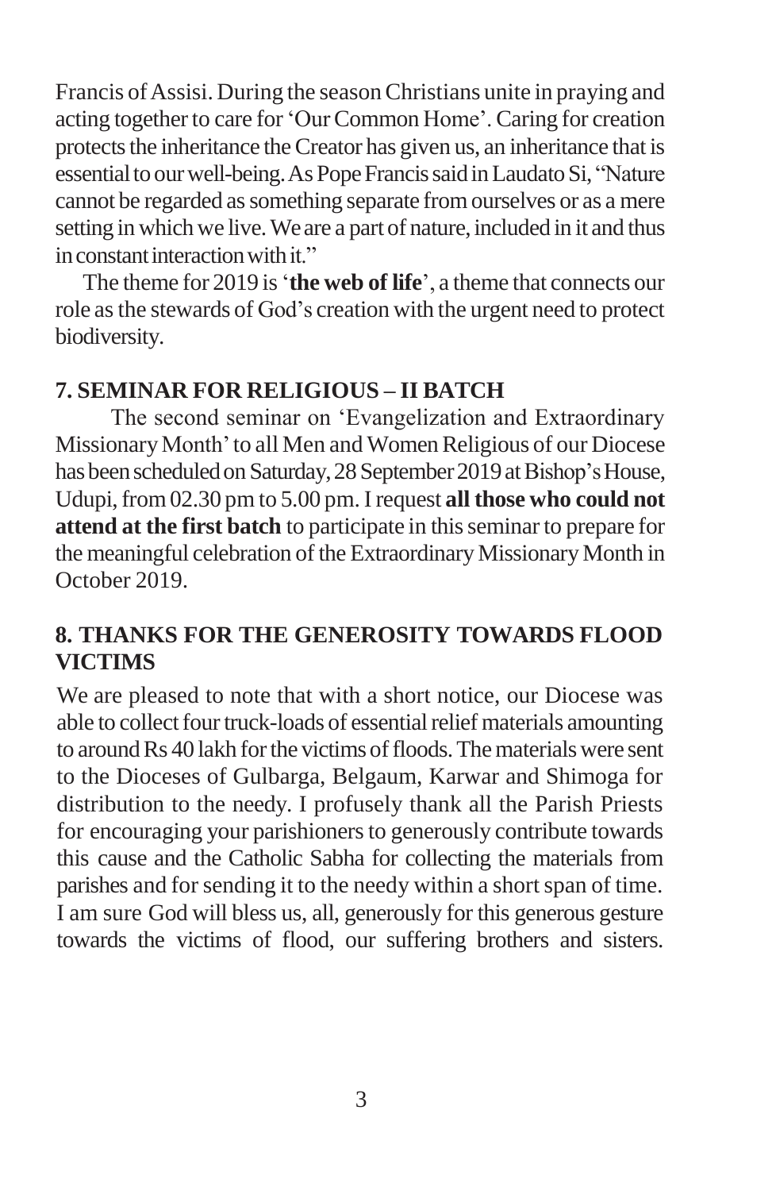Francis of Assisi. During the season Christians unite in praying and acting together to care for 'Our Common Home'. Caring for creation protects the inheritance the Creator has given us, an inheritance that is essential to our well-being. As Pope Francis said in Laudato Si, "Nature cannot be regarded as something separate from ourselves or as a mere setting in which we live. We are a part of nature, included in it and thus in constant interaction with it."

The theme for 2019 is '**the web of life**', a theme that connects our role as the stewards of God's creation with the urgent need to protect biodiversity.

## 7. SEMINAR FOR RELIGIOUS – II BATCH

The second seminar on 'Evangelization and Extraordinary Missionary Month' to all Men and Women Religious of our Diocese has been scheduled on Saturday, 28 September 2019 at Bishop's House, Udupi, from 02.30 pm to 5.00 pm. I request **all those who could not attend at the first batch** to participate in this seminar to prepare for the meaningful celebration of the Extraordinary Missionary Month in October 2019.

## 8. THANKS FOR THE GENEROSITY TOWARDS FLOOD VICTIMS

We are pleased to note that with a short notice, our Diocese was able to collect four truck-loads of essential relief materials amounting to around Rs 40 lakh for the victims of floods. The materials were sent to the Dioceses of Gulbarga, Belgaum, Karwar and Shimoga for distribution to the needy. I profusely thank all the Parish Priests for encouraging your parishioners to generously contribute towards this cause and the Catholic Sabha for collecting the materials from parishes and for sending it to the needy within a short span of time. I am sure God will bless us, all, generously for this generous gesture towards the victims of flood, our suffering brothers and sisters.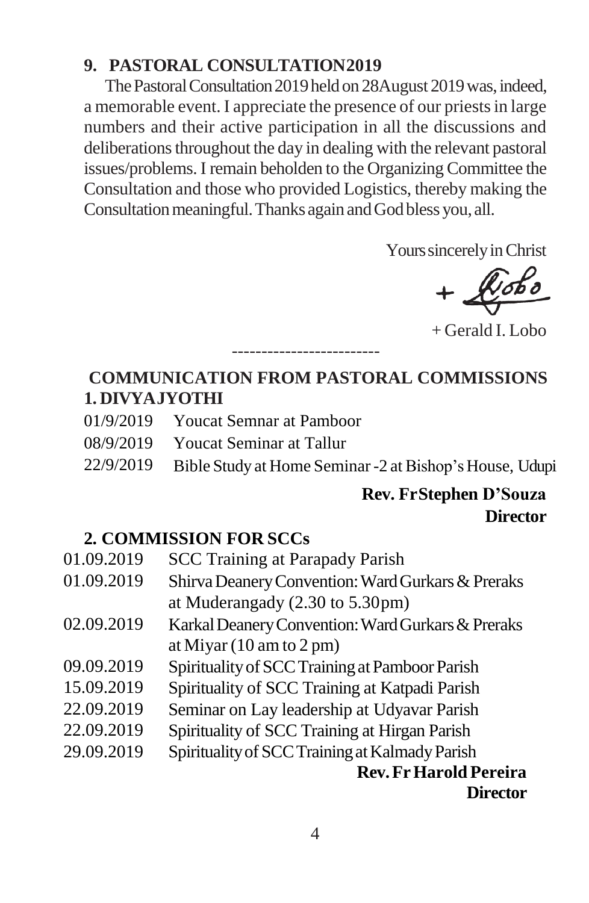## 9. PASTORAL CONSULTATION2019

The Pastoral Consultation 2019 held on 28August 2019 was, indeed, a memorable event. I appreciate the presence of our priests in large numbers and their active participation in all the discussions and deliberations throughout the day in dealing with the relevant pastoral issues/problems. I remain beholden to the Organizing Committee the Consultation and those who provided Logistics, thereby making the Consultation meaningful. Thanks again and God bless you, all.

Yours sincerely in Christ

+ Gerald I. Lobo

-------------------------

## COMMUNICATION FROM PASTORAL COMMISSIONS

### 1. DIVYAJYOTHI

| | |
|---|---|
| 01/9/2019 | Youcat Semnar at Pamboor |
| 08/9/2019 | Youcat Seminar at Tallur |
| 22/9/2019 | Bible Study at Home Seminar -2 at Bishop's House, Udupi |

**Rev. FrStephen D'Souza**
**Director**

### 2. COMMISSION FOR SCCs

| | |
|---|---|
| 01.09.2019 | SCC Training at Parapady Parish |
| 01.09.2019 | Shirva Deanery Convention: Ward Gurkars & Preraks at Muderangady (2.30 to 5.30pm) |
| 02.09.2019 | Karkal Deanery Convention: Ward Gurkars & Preraks at Miyar (10 am to 2 pm) |
| 09.09.2019 | Spirituality of SCC Training at Pamboor Parish |
| 15.09.2019 | Spirituality of SCC Training at Katpadi Parish |
| 22.09.2019 | Seminar on Lay leadership at Udyavar Parish |
| 22.09.2019 | Spirituality of SCC Training at Hirgan Parish |
| 29.09.2019 | Spirituality of SCC Training at Kalmady Parish |

**Rev. Fr Harold Pereira**
**Director**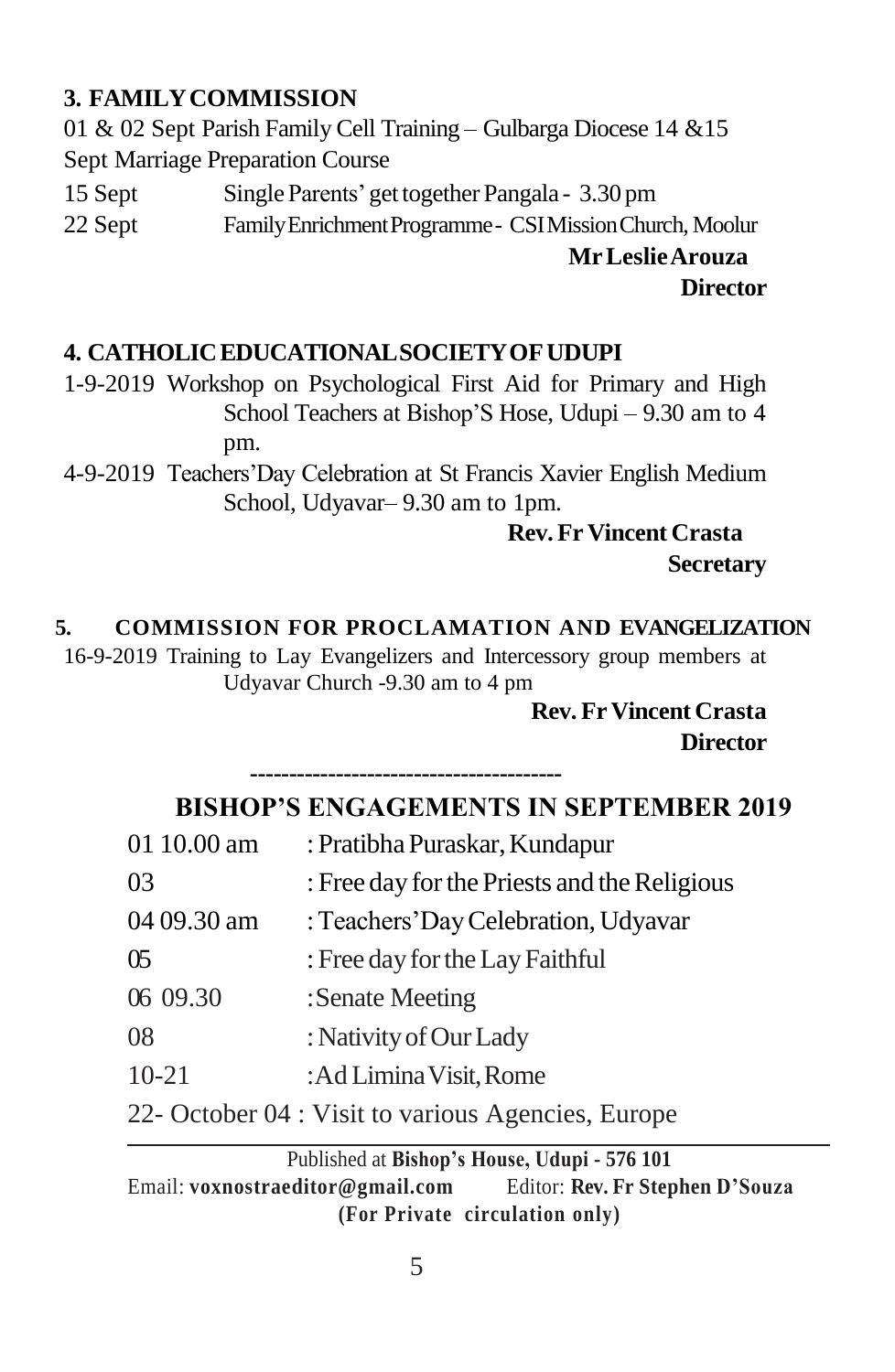### 3. FAMILY COMMISSION

01 & 02 Sept Parish Family Cell Training – Gulbarga Diocese 14 &15 Sept Marriage Preparation Course

| | |
|---|---|
| 15 Sept | Single Parents' get together Pangala - 3.30 pm |
| 22 Sept | Family Enrichment Programme - CSI Mission Church, Moolur |

**Mr Leslie Arouza**
**Director**

### 4. CATHOLIC EDUCATIONAL SOCIETY OF UDUPI

1-9-2019 Workshop on Psychological First Aid for Primary and High School Teachers at Bishop'S Hose, Udupi – 9.30 am to 4 pm.

4-9-2019 Teachers'Day Celebration at St Francis Xavier English Medium School, Udyavar– 9.30 am to 1pm.

**Rev. Fr Vincent Crasta**
**Secretary**

### 5. COMMISSION FOR PROCLAMATION AND EVANGELIZATION

16-9-2019 Training to Lay Evangelizers and Intercessory group members at Udyavar Church -9.30 am to 4 pm

**Rev. Fr Vincent Crasta**
**Director**

---------------------------------------

## BISHOP'S ENGAGEMENTS IN SEPTEMBER 2019

| | |
|---|---|
| 01 10.00 am | : Pratibha Puraskar, Kundapur |
| 03 | : Free day for the Priests and the Religious |
| 04 09.30 am | : Teachers' Day Celebration, Udyavar |
| 05 | : Free day for the Lay Faithful |
| 06 09.30 | : Senate Meeting |
| 08 | : Nativity of Our Lady |
| 10-21 | : Ad Limina Visit, Rome |

22- October 04 : Visit to various Agencies, Europe

Published at **Bishop's House, Udupi - 576 101**
Email: **voxnostraeditor@gmail.com** Editor: **Rev. Fr Stephen D'Souza**
**(For Private circulation only)**